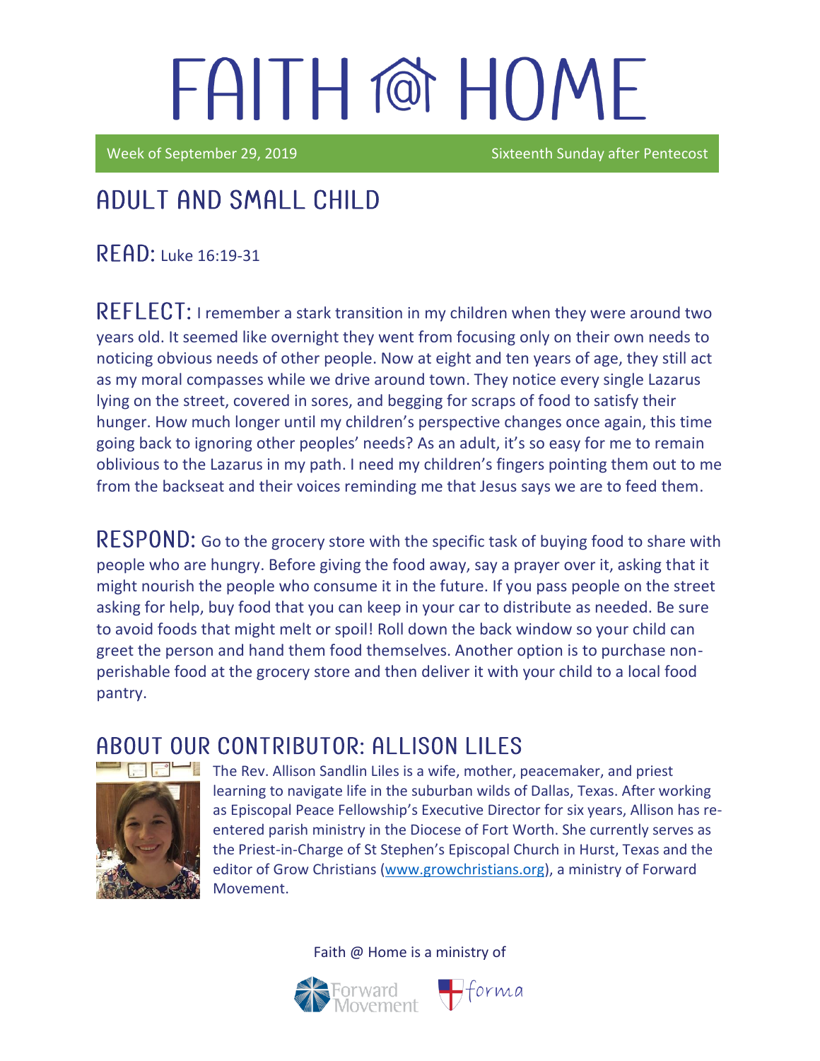# FAITH @ HOME

Week of September 29, 2019 Sixteenth Sunday after Pentecost

## ADULT AND SMALL CHILD

**READ:** Luke 16:19-31

**REFLECT:** I remember a stark transition in my children when they were around two years old. It seemed like overnight they went from focusing only on their own needs to noticing obvious needs of other people. Now at eight and ten years of age, they still act as my moral compasses while we drive around town. They notice every single Lazarus lying on the street, covered in sores, and begging for scraps of food to satisfy their hunger. How much longer until my children's perspective changes once again, this time going back to ignoring other peoples' needs? As an adult, it's so easy for me to remain oblivious to the Lazarus in my path. I need my children's fingers pointing them out to me from the backseat and their voices reminding me that Jesus says we are to feed them.

**RESPOND:** Go to the grocery store with the specific task of buying food to share with people who are hungry. Before giving the food away, say a prayer over it, asking that it might nourish the people who consume it in the future. If you pass people on the street asking for help, buy food that you can keep in your car to distribute as needed. Be sure to avoid foods that might melt or spoil! Roll down the back window so your child can greet the person and hand them food themselves. Another option is to purchase non-perishable food at the grocery store and then deliver it with your child to a local food pantry.

## ABOUT OUR CONTRIBUTOR: ALLISON LILES

The Rev. Allison Sandlin Liles is a wife, mother, peacemaker, and priest learning to navigate life in the suburban wilds of Dallas, Texas. After working as Episcopal Peace Fellowship's Executive Director for six years, Allison has re-entered parish ministry in the Diocese of Fort Worth. She currently serves as the Priest-in-Charge of St Stephen's Episcopal Church in Hurst, Texas and the editor of Grow Christians (www.growchristians.org), a ministry of Forward Movement.

Faith @ Home is a ministry of Forward Movement forma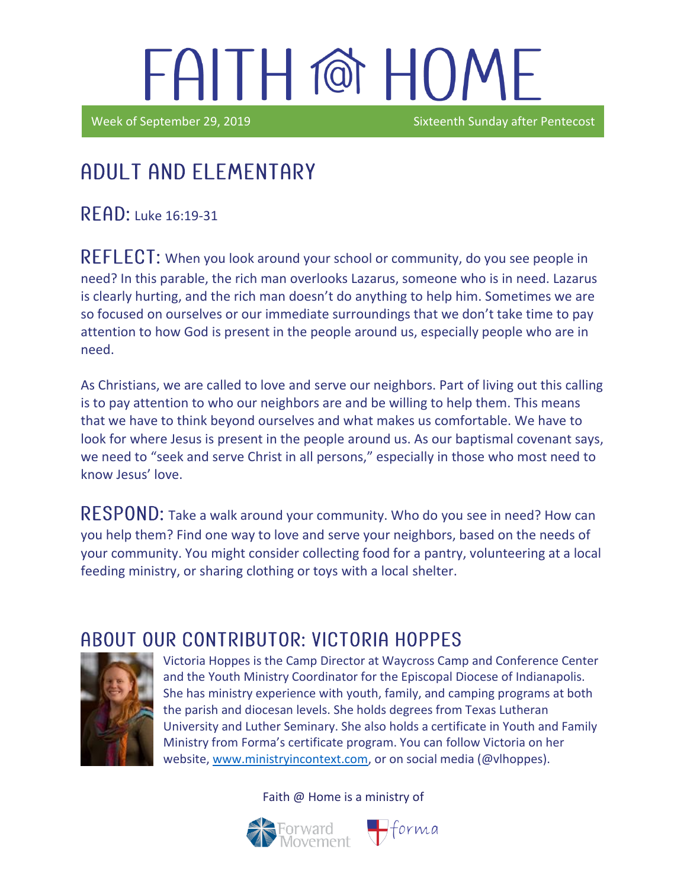# FAITH @ HOME

Week of September 29, 2019 — Sixteenth Sunday after Pentecost

## ADULT AND ELEMENTARY

**READ:** Luke 16:19-31

**REFLECT:** When you look around your school or community, do you see people in need? In this parable, the rich man overlooks Lazarus, someone who is in need. Lazarus is clearly hurting, and the rich man doesn't do anything to help him. Sometimes we are so focused on ourselves or our immediate surroundings that we don't take time to pay attention to how God is present in the people around us, especially people who are in need.

As Christians, we are called to love and serve our neighbors. Part of living out this calling is to pay attention to who our neighbors are and be willing to help them. This means that we have to think beyond ourselves and what makes us comfortable. We have to look for where Jesus is present in the people around us. As our baptismal covenant says, we need to "seek and serve Christ in all persons," especially in those who most need to know Jesus' love.

**RESPOND:** Take a walk around your community. Who do you see in need? How can you help them? Find one way to love and serve your neighbors, based on the needs of your community. You might consider collecting food for a pantry, volunteering at a local feeding ministry, or sharing clothing or toys with a local shelter.

## ABOUT OUR CONTRIBUTOR: VICTORIA HOPPES

Victoria Hoppes is the Camp Director at Waycross Camp and Conference Center and the Youth Ministry Coordinator for the Episcopal Diocese of Indianapolis. She has ministry experience with youth, family, and camping programs at both the parish and diocesan levels. She holds degrees from Texas Lutheran University and Luther Seminary. She also holds a certificate in Youth and Family Ministry from Forma's certificate program. You can follow Victoria on her website, www.ministryincontext.com, or on social media (@vlhoppes).

Faith @ Home is a ministry of Forward Movement and forma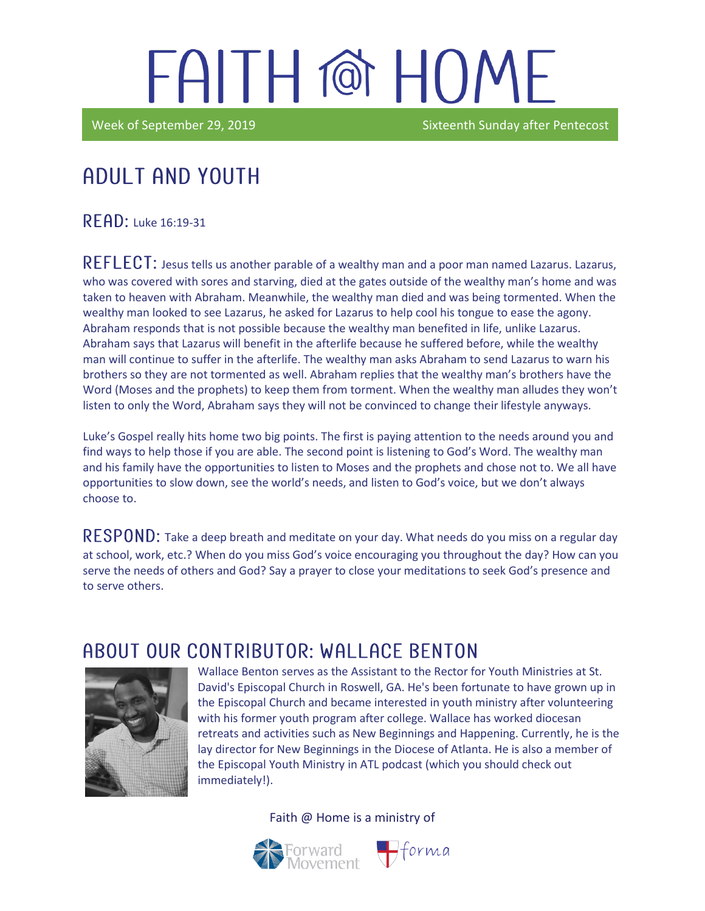# FAITH @ HOME

Week of September 29, 2019 — Sixteenth Sunday after Pentecost

## ADULT AND YOUTH

**READ:** Luke 16:19-31

**REFLECT:** Jesus tells us another parable of a wealthy man and a poor man named Lazarus. Lazarus, who was covered with sores and starving, died at the gates outside of the wealthy man's home and was taken to heaven with Abraham. Meanwhile, the wealthy man died and was being tormented. When the wealthy man looked to see Lazarus, he asked for Lazarus to help cool his tongue to ease the agony. Abraham responds that is not possible because the wealthy man benefited in life, unlike Lazarus. Abraham says that Lazarus will benefit in the afterlife because he suffered before, while the wealthy man will continue to suffer in the afterlife. The wealthy man asks Abraham to send Lazarus to warn his brothers so they are not tormented as well. Abraham replies that the wealthy man's brothers have the Word (Moses and the prophets) to keep them from torment. When the wealthy man alludes they won't listen to only the Word, Abraham says they will not be convinced to change their lifestyle anyways.

Luke's Gospel really hits home two big points. The first is paying attention to the needs around you and find ways to help those if you are able. The second point is listening to God's Word. The wealthy man and his family have the opportunities to listen to Moses and the prophets and chose not to. We all have opportunities to slow down, see the world's needs, and listen to God's voice, but we don't always choose to.

**RESPOND:** Take a deep breath and meditate on your day. What needs do you miss on a regular day at school, work, etc.? When do you miss God's voice encouraging you throughout the day? How can you serve the needs of others and God? Say a prayer to close your meditations to seek God's presence and to serve others.

## ABOUT OUR CONTRIBUTOR: WALLACE BENTON

Wallace Benton serves as the Assistant to the Rector for Youth Ministries at St. David's Episcopal Church in Roswell, GA. He's been fortunate to have grown up in the Episcopal Church and became interested in youth ministry after volunteering with his former youth program after college. Wallace has worked diocesan retreats and activities such as New Beginnings and Happening. Currently, he is the lay director for New Beginnings in the Diocese of Atlanta. He is also a member of the Episcopal Youth Ministry in ATL podcast (which you should check out immediately!).

Faith @ Home is a ministry of

Forward Movement — forma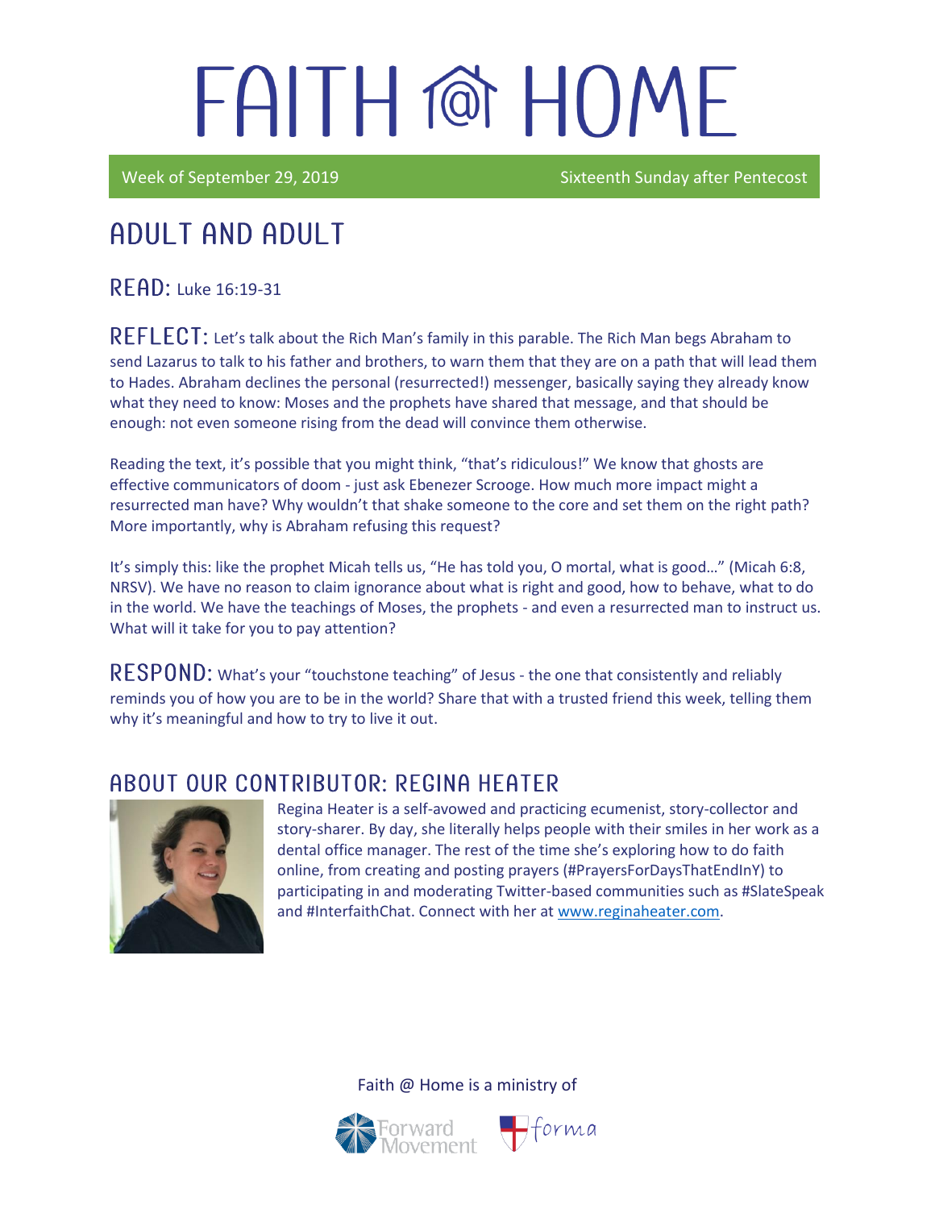# FAITH @ HOME

Week of September 29, 2019 Sixteenth Sunday after Pentecost

## ADULT AND ADULT

**READ:** Luke 16:19-31

**REFLECT:** Let's talk about the Rich Man's family in this parable. The Rich Man begs Abraham to send Lazarus to talk to his father and brothers, to warn them that they are on a path that will lead them to Hades. Abraham declines the personal (resurrected!) messenger, basically saying they already know what they need to know: Moses and the prophets have shared that message, and that should be enough: not even someone rising from the dead will convince them otherwise.

Reading the text, it's possible that you might think, "that's ridiculous!" We know that ghosts are effective communicators of doom - just ask Ebenezer Scrooge. How much more impact might a resurrected man have? Why wouldn't that shake someone to the core and set them on the right path? More importantly, why is Abraham refusing this request?

It's simply this: like the prophet Micah tells us, "He has told you, O mortal, what is good…" (Micah 6:8, NRSV). We have no reason to claim ignorance about what is right and good, how to behave, what to do in the world. We have the teachings of Moses, the prophets - and even a resurrected man to instruct us. What will it take for you to pay attention?

**RESPOND:** What's your "touchstone teaching" of Jesus - the one that consistently and reliably reminds you of how you are to be in the world? Share that with a trusted friend this week, telling them why it's meaningful and how to try to live it out.

## ABOUT OUR CONTRIBUTOR: REGINA HEATER

Regina Heater is a self-avowed and practicing ecumenist, story-collector and story-sharer. By day, she literally helps people with their smiles in her work as a dental office manager. The rest of the time she's exploring how to do faith online, from creating and posting prayers (#PrayersForDaysThatEndInY) to participating in and moderating Twitter-based communities such as #SlateSpeak and #InterfaithChat. Connect with her at www.reginaheater.com.

Faith @ Home is a ministry of

Forward Movement forma